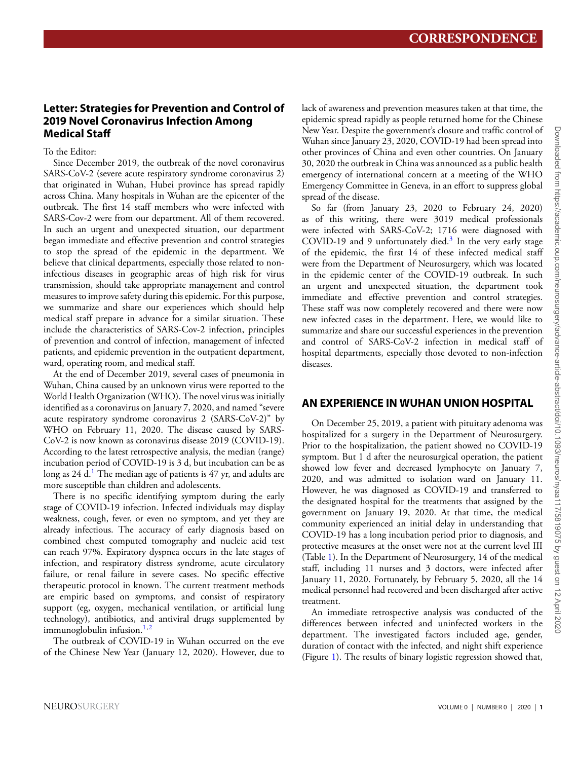## Letter: Strategies for Prevention and Control of 2019 Novel Coronavirus Infection Among Medical Staff

To the Editor:

Since December 2019, the outbreak of the novel coronavirus SARS-CoV-2 (severe acute respiratory syndrome coronavirus 2) that originated in Wuhan, Hubei province has spread rapidly across China. Many hospitals in Wuhan are the epicenter of the outbreak. The first 14 staff members who were infected with SARS-Cov-2 were from our department. All of them recovered. In such an urgent and unexpected situation, our department began immediate and effective prevention and control strategies to stop the spread of the epidemic in the department. We believe that clinical departments, especially those related to non-infectious diseases in geographic areas of high risk for virus transmission, should take appropriate management and control measures to improve safety during this epidemic. For this purpose, we summarize and share our experiences which should help medical staff prepare in advance for a similar situation. These include the characteristics of SARS-Cov-2 infection, principles of prevention and control of infection, management of infected patients, and epidemic prevention in the outpatient department, ward, operating room, and medical staff.

At the end of December 2019, several cases of pneumonia in Wuhan, China caused by an unknown virus were reported to the World Health Organization (WHO). The novel virus was initially identified as a coronavirus on January 7, 2020, and named "severe acute respiratory syndrome coronavirus 2 (SARS-CoV-2)" by WHO on February 11, 2020. The disease caused by SARS-CoV-2 is now known as coronavirus disease 2019 (COVID-19). According to the latest retrospective analysis, the median (range) incubation period of COVID-19 is 3 d, but incubation can be as long as 24 d.[1] The median age of patients is 47 yr, and adults are more susceptible than children and adolescents.

There is no specific identifying symptom during the early stage of COVID-19 infection. Infected individuals may display weakness, cough, fever, or even no symptom, and yet they are already infectious. The accuracy of early diagnosis based on combined chest computed tomography and nucleic acid test can reach 97%. Expiratory dyspnea occurs in the late stages of infection, and respiratory distress syndrome, acute circulatory failure, or renal failure in severe cases. No specific effective therapeutic protocol in known. The current treatment methods are empiric based on symptoms, and consist of respiratory support (eg, oxygen, mechanical ventilation, or artificial lung technology), antibiotics, and antiviral drugs supplemented by immunoglobulin infusion.[1,2]

The outbreak of COVID-19 in Wuhan occurred on the eve of the Chinese New Year (January 12, 2020). However, due to lack of awareness and prevention measures taken at that time, the epidemic spread rapidly as people returned home for the Chinese New Year. Despite the government's closure and traffic control of Wuhan since January 23, 2020, COVID-19 had been spread into other provinces of China and even other countries. On January 30, 2020 the outbreak in China was announced as a public health emergency of international concern at a meeting of the WHO Emergency Committee in Geneva, in an effort to suppress global spread of the disease.

So far (from January 23, 2020 to February 24, 2020) as of this writing, there were 3019 medical professionals were infected with SARS-CoV-2; 1716 were diagnosed with COVID-19 and 9 unfortunately died.[3] In the very early stage of the epidemic, the first 14 of these infected medical staff were from the Department of Neurosurgery, which was located in the epidemic center of the COVID-19 outbreak. In such an urgent and unexpected situation, the department took immediate and effective prevention and control strategies. These staff was now completely recovered and there were now new infected cases in the department. Here, we would like to summarize and share our successful experiences in the prevention and control of SARS-CoV-2 infection in medical staff of hospital departments, especially those devoted to non-infection diseases.

## AN EXPERIENCE IN WUHAN UNION HOSPITAL

On December 25, 2019, a patient with pituitary adenoma was hospitalized for a surgery in the Department of Neurosurgery. Prior to the hospitalization, the patient showed no COVID-19 symptom. But 1 d after the neurosurgical operation, the patient showed low fever and decreased lymphocyte on January 7, 2020, and was admitted to isolation ward on January 11. However, he was diagnosed as COVID-19 and transferred to the designated hospital for the treatments that assigned by the government on January 19, 2020. At that time, the medical community experienced an initial delay in understanding that COVID-19 has a long incubation period prior to diagnosis, and protective measures at the onset were not at the current level III (Table 1). In the Department of Neurosurgery, 14 of the medical staff, including 11 nurses and 3 doctors, were infected after January 11, 2020. Fortunately, by February 5, 2020, all the 14 medical personnel had recovered and been discharged after active treatment.

An immediate retrospective analysis was conducted of the differences between infected and uninfected workers in the department. The investigated factors included age, gender, duration of contact with the infected, and night shift experience (Figure 1). The results of binary logistic regression showed that,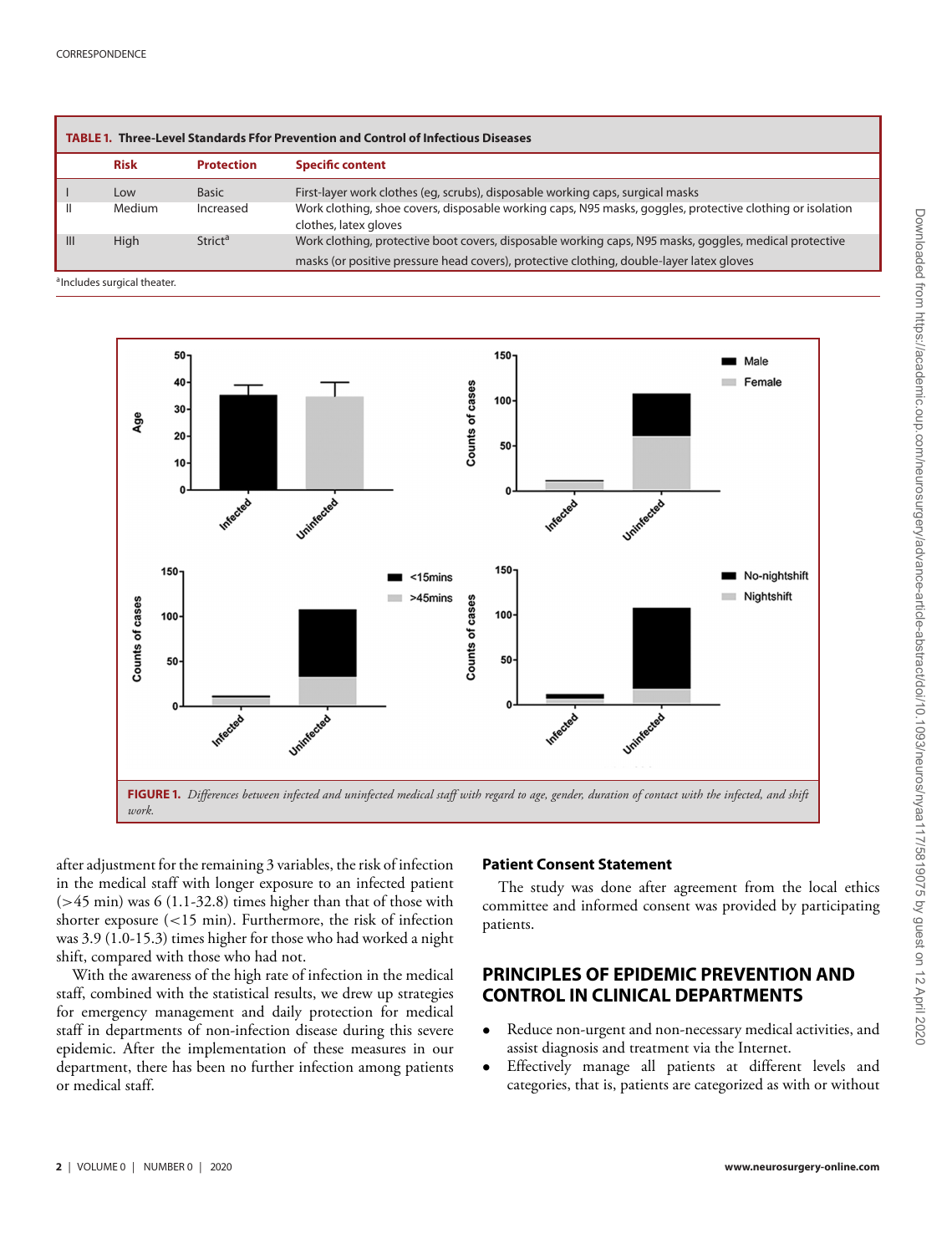**TABLE 1. Three-Level Standards Ffor Prevention and Control of Infectious Diseases**

| | Risk | Protection | Specific content |
|---|---|---|---|
| I | Low | Basic | First-layer work clothes (eg, scrubs), disposable working caps, surgical masks |
| II | Medium | Increased | Work clothing, shoe covers, disposable working caps, N95 masks, goggles, protective clothing or isolation clothes, latex gloves |
| III | High | Strict[a] | Work clothing, protective boot covers, disposable working caps, N95 masks, goggles, medical protective masks (or positive pressure head covers), protective clothing, double-layer latex gloves |

[a]Includes surgical theater.

**FIGURE 1.** *Differences between infected and uninfected medical staff with regard to age, gender, duration of contact with the infected, and shift work.*

after adjustment for the remaining 3 variables, the risk of infection in the medical staff with longer exposure to an infected patient (>45 min) was 6 (1.1-32.8) times higher than that of those with shorter exposure (<15 min). Furthermore, the risk of infection was 3.9 (1.0-15.3) times higher for those who had worked a night shift, compared with those who had not.

With the awareness of the high rate of infection in the medical staff, combined with the statistical results, we drew up strategies for emergency management and daily protection for medical staff in departments of non-infection disease during this severe epidemic. After the implementation of these measures in our department, there has been no further infection among patients or medical staff.

### Patient Consent Statement

The study was done after agreement from the local ethics committee and informed consent was provided by participating patients.

## PRINCIPLES OF EPIDEMIC PREVENTION AND CONTROL IN CLINICAL DEPARTMENTS

- Reduce non-urgent and non-necessary medical activities, and assist diagnosis and treatment via the Internet.
- Effectively manage all patients at different levels and categories, that is, patients are categorized as with or without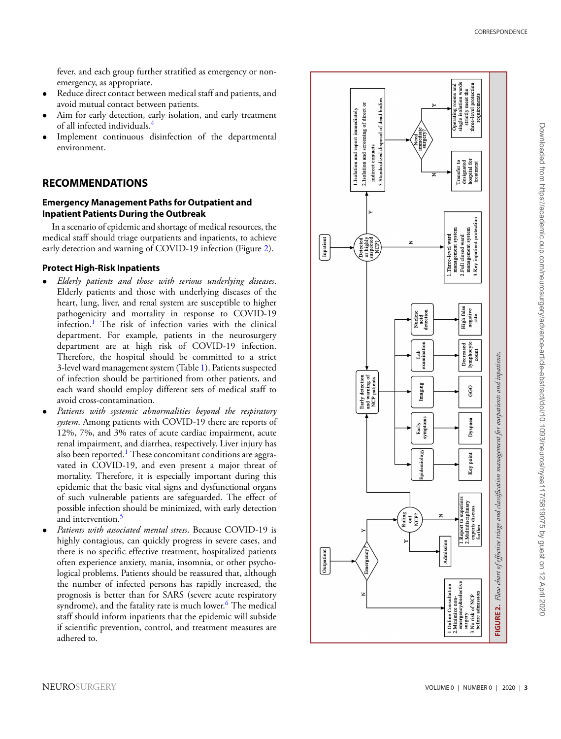fever, and each group further stratified as emergency or non-emergency, as appropriate.

- Reduce direct contact between medical staff and patients, and avoid mutual contact between patients.
- Aim for early detection, early isolation, and early treatment of all infected individuals.[4]
- Implement continuous disinfection of the departmental environment.

## RECOMMENDATIONS

### Emergency Management Paths for Outpatient and Inpatient Patients During the Outbreak

In a scenario of epidemic and shortage of medical resources, the medical staff should triage outpatients and inpatients, to achieve early detection and warning of COVID-19 infection (Figure 2).

### Protect High-Risk Inpatients

- *Elderly patients and those with serious underlying diseases*. Elderly patients and those with underlying diseases of the heart, lung, liver, and renal system are susceptible to higher pathogenicity and mortality in response to COVID-19 infection.[1] The risk of infection varies with the clinical department. For example, patients in the neurosurgery department are at high risk of COVID-19 infection. Therefore, the hospital should be committed to a strict 3-level ward management system (Table 1). Patients suspected of infection should be partitioned from other patients, and each ward should employ different sets of medical staff to avoid cross-contamination.
- *Patients with systemic abnormalities beyond the respiratory system*. Among patients with COVID-19 there are reports of 12%, 7%, and 3% rates of acute cardiac impairment, acute renal impairment, and diarrhea, respectively. Liver injury has also been reported.[1] These concomitant conditions are aggravated in COVID-19, and even present a major threat of mortality. Therefore, it is especially important during this epidemic that the basic vital signs and dysfunctional organs of such vulnerable patients are safeguarded. The effect of possible infection should be minimized, with early detection and intervention.[5]
- *Patients with associated mental stress*. Because COVID-19 is highly contagious, can quickly progress in severe cases, and there is no specific effective treatment, hospitalized patients often experience anxiety, mania, insomnia, or other psychological problems. Patients should be reassured that, although the number of infected persons has rapidly increased, the prognosis is better than for SARS (severe acute respiratory syndrome), and the fatality rate is much lower.[6] The medical staff should inform inpatients that the epidemic will subside if scientific prevention, control, and treatment measures are adhered to.

**FIGURE 2.** *Flow chart of effective triage and classification management for outpatients and inpatients.*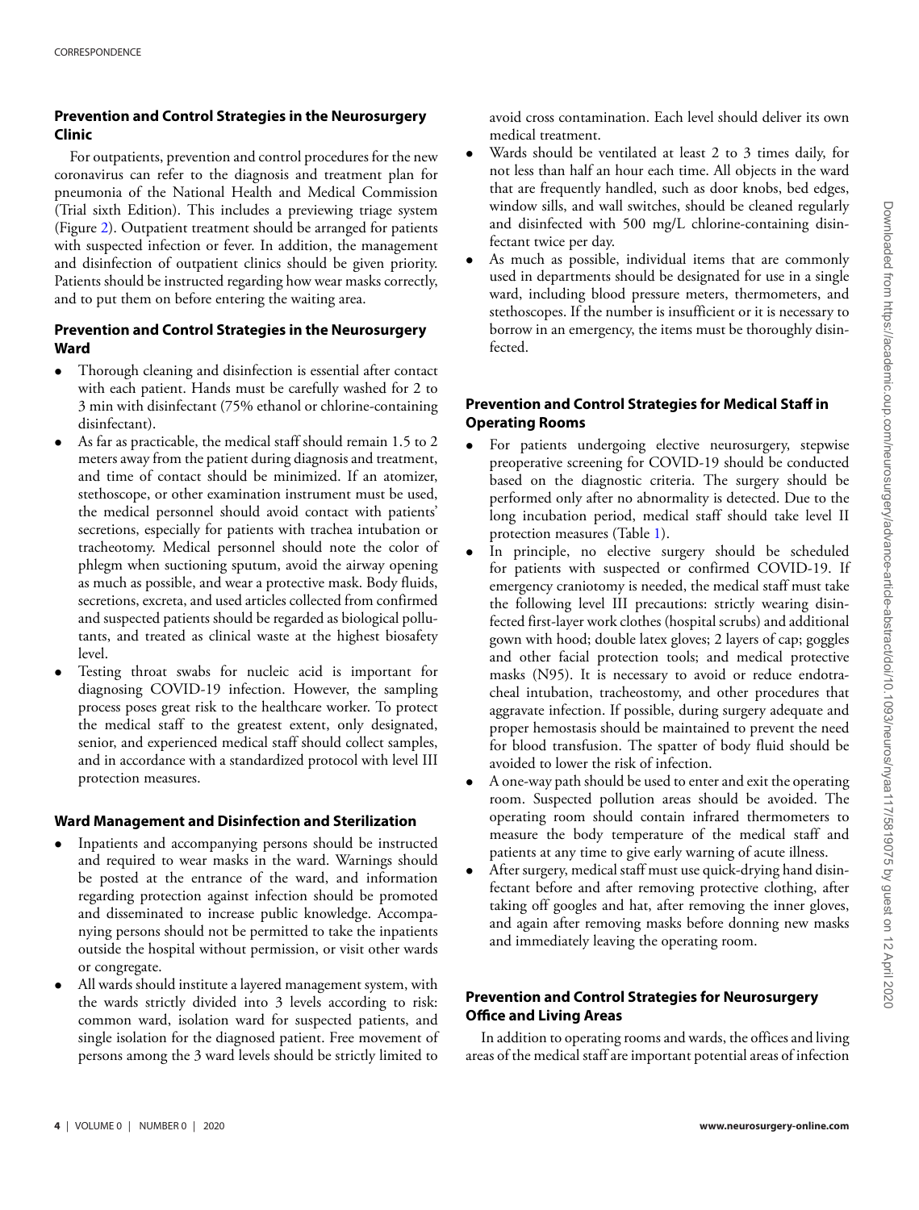## Prevention and Control Strategies in the Neurosurgery Clinic

For outpatients, prevention and control procedures for the new coronavirus can refer to the diagnosis and treatment plan for pneumonia of the National Health and Medical Commission (Trial sixth Edition). This includes a previewing triage system (Figure 2). Outpatient treatment should be arranged for patients with suspected infection or fever. In addition, the management and disinfection of outpatient clinics should be given priority. Patients should be instructed regarding how wear masks correctly, and to put them on before entering the waiting area.

## Prevention and Control Strategies in the Neurosurgery Ward

- Thorough cleaning and disinfection is essential after contact with each patient. Hands must be carefully washed for 2 to 3 min with disinfectant (75% ethanol or chlorine-containing disinfectant).
- As far as practicable, the medical staff should remain 1.5 to 2 meters away from the patient during diagnosis and treatment, and time of contact should be minimized. If an atomizer, stethoscope, or other examination instrument must be used, the medical personnel should avoid contact with patients' secretions, especially for patients with trachea intubation or tracheotomy. Medical personnel should note the color of phlegm when suctioning sputum, avoid the airway opening as much as possible, and wear a protective mask. Body fluids, secretions, excreta, and used articles collected from confirmed and suspected patients should be regarded as biological pollutants, and treated as clinical waste at the highest biosafety level.
- Testing throat swabs for nucleic acid is important for diagnosing COVID-19 infection. However, the sampling process poses great risk to the healthcare worker. To protect the medical staff to the greatest extent, only designated, senior, and experienced medical staff should collect samples, and in accordance with a standardized protocol with level III protection measures.

## Ward Management and Disinfection and Sterilization

- Inpatients and accompanying persons should be instructed and required to wear masks in the ward. Warnings should be posted at the entrance of the ward, and information regarding protection against infection should be promoted and disseminated to increase public knowledge. Accompanying persons should not be permitted to take the inpatients outside the hospital without permission, or visit other wards or congregate.
- All wards should institute a layered management system, with the wards strictly divided into 3 levels according to risk: common ward, isolation ward for suspected patients, and single isolation for the diagnosed patient. Free movement of persons among the 3 ward levels should be strictly limited to avoid cross contamination. Each level should deliver its own medical treatment.
- Wards should be ventilated at least 2 to 3 times daily, for not less than half an hour each time. All objects in the ward that are frequently handled, such as door knobs, bed edges, window sills, and wall switches, should be cleaned regularly and disinfected with 500 mg/L chlorine-containing disinfectant twice per day.
- As much as possible, individual items that are commonly used in departments should be designated for use in a single ward, including blood pressure meters, thermometers, and stethoscopes. If the number is insufficient or it is necessary to borrow in an emergency, the items must be thoroughly disinfected.

## Prevention and Control Strategies for Medical Staff in Operating Rooms

- For patients undergoing elective neurosurgery, stepwise preoperative screening for COVID-19 should be conducted based on the diagnostic criteria. The surgery should be performed only after no abnormality is detected. Due to the long incubation period, medical staff should take level II protection measures (Table 1).
- In principle, no elective surgery should be scheduled for patients with suspected or confirmed COVID-19. If emergency craniotomy is needed, the medical staff must take the following level III precautions: strictly wearing disinfected first-layer work clothes (hospital scrubs) and additional gown with hood; double latex gloves; 2 layers of cap; goggles and other facial protection tools; and medical protective masks (N95). It is necessary to avoid or reduce endotracheal intubation, tracheostomy, and other procedures that aggravate infection. If possible, during surgery adequate and proper hemostasis should be maintained to prevent the need for blood transfusion. The spatter of body fluid should be avoided to lower the risk of infection.
- A one-way path should be used to enter and exit the operating room. Suspected pollution areas should be avoided. The operating room should contain infrared thermometers to measure the body temperature of the medical staff and patients at any time to give early warning of acute illness.
- After surgery, medical staff must use quick-drying hand disinfectant before and after removing protective clothing, after taking off googles and hat, after removing the inner gloves, and again after removing masks before donning new masks and immediately leaving the operating room.

## Prevention and Control Strategies for Neurosurgery Office and Living Areas

In addition to operating rooms and wards, the offices and living areas of the medical staff are important potential areas of infection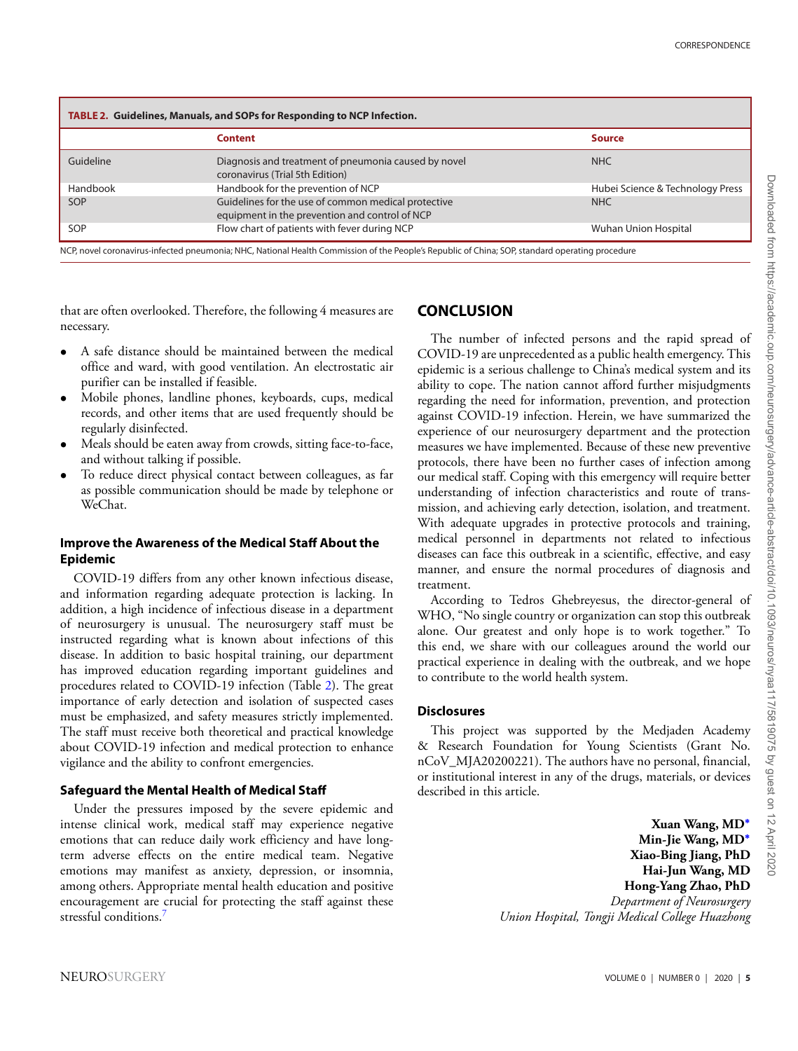**TABLE 2. Guidelines, Manuals, and SOPs for Responding to NCP Infection.**

| | Content | Source |
|---|---|---|
| Guideline | Diagnosis and treatment of pneumonia caused by novel coronavirus (Trial 5th Edition) | NHC |
| Handbook | Handbook for the prevention of NCP | Hubei Science & Technology Press |
| SOP | Guidelines for the use of common medical protective equipment in the prevention and control of NCP | NHC |
| SOP | Flow chart of patients with fever during NCP | Wuhan Union Hospital |

NCP, novel coronavirus-infected pneumonia; NHC, National Health Commission of the People's Republic of China; SOP, standard operating procedure

that are often overlooked. Therefore, the following 4 measures are necessary.

- A safe distance should be maintained between the medical office and ward, with good ventilation. An electrostatic air purifier can be installed if feasible.
- Mobile phones, landline phones, keyboards, cups, medical records, and other items that are used frequently should be regularly disinfected.
- Meals should be eaten away from crowds, sitting face-to-face, and without talking if possible.
- To reduce direct physical contact between colleagues, as far as possible communication should be made by telephone or WeChat.

### Improve the Awareness of the Medical Staff About the Epidemic

COVID-19 differs from any other known infectious disease, and information regarding adequate protection is lacking. In addition, a high incidence of infectious disease in a department of neurosurgery is unusual. The neurosurgery staff must be instructed regarding what is known about infections of this disease. In addition to basic hospital training, our department has improved education regarding important guidelines and procedures related to COVID-19 infection (Table 2). The great importance of early detection and isolation of suspected cases must be emphasized, and safety measures strictly implemented. The staff must receive both theoretical and practical knowledge about COVID-19 infection and medical protection to enhance vigilance and the ability to confront emergencies.

### Safeguard the Mental Health of Medical Staff

Under the pressures imposed by the severe epidemic and intense clinical work, medical staff may experience negative emotions that can reduce daily work efficiency and have long-term adverse effects on the entire medical team. Negative emotions may manifest as anxiety, depression, or insomnia, among others. Appropriate mental health education and positive encouragement are crucial for protecting the staff against these stressful conditions.[7]

## CONCLUSION

The number of infected persons and the rapid spread of COVID-19 are unprecedented as a public health emergency. This epidemic is a serious challenge to China's medical system and its ability to cope. The nation cannot afford further misjudgments regarding the need for information, prevention, and protection against COVID-19 infection. Herein, we have summarized the experience of our neurosurgery department and the protection measures we have implemented. Because of these new preventive protocols, there have been no further cases of infection among our medical staff. Coping with this emergency will require better understanding of infection characteristics and route of transmission, and achieving early detection, isolation, and treatment. With adequate upgrades in protective protocols and training, medical personnel in departments not related to infectious diseases can face this outbreak in a scientific, effective, and easy manner, and ensure the normal procedures of diagnosis and treatment.

According to Tedros Ghebreyesus, the director-general of WHO, "No single country or organization can stop this outbreak alone. Our greatest and only hope is to work together." To this end, we share with our colleagues around the world our practical experience in dealing with the outbreak, and we hope to contribute to the world health system.

### Disclosures

This project was supported by the Medjaden Academy & Research Foundation for Young Scientists (Grant No. nCoV_MJA20200221). The authors have no personal, financial, or institutional interest in any of the drugs, materials, or devices described in this article.

**Xuan Wang, MD***
**Min-Jie Wang, MD***
**Xiao-Bing Jiang, PhD**
**Hai-Jun Wang, MD**
**Hong-Yang Zhao, PhD**
*Department of Neurosurgery*
*Union Hospital, Tongji Medical College Huazhong*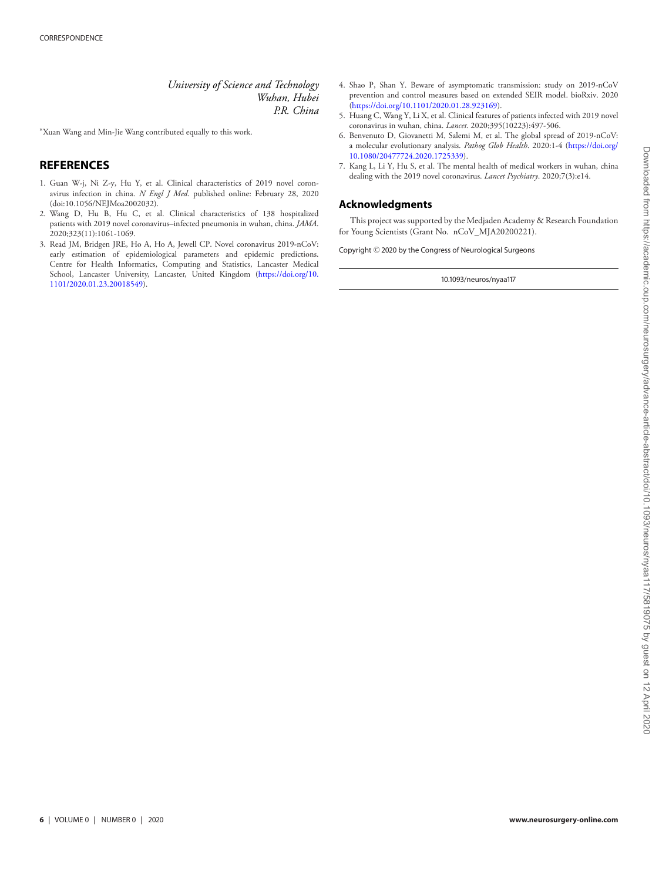*University of Science and Technology*
*Wuhan, Hubei*
*P.R. China*

*Xuan Wang and Min-Jie Wang contributed equally to this work.

## REFERENCES

1. Guan W-j, Ni Z-y, Hu Y, et al. Clinical characteristics of 2019 novel coronavirus infection in china. *N Engl J Med*. published online: February 28, 2020 (doi:10.1056/NEJMoa2002032).
2. Wang D, Hu B, Hu C, et al. Clinical characteristics of 138 hospitalized patients with 2019 novel coronavirus–infected pneumonia in wuhan, china. *JAMA*. 2020;323(11):1061-1069.
3. Read JM, Bridgen JRE, Ho A, Ho A, Jewell CP. Novel coronavirus 2019-nCoV: early estimation of epidemiological parameters and epidemic predictions. Centre for Health Informatics, Computing and Statistics, Lancaster Medical School, Lancaster University, Lancaster, United Kingdom (https://doi.org/10.1101/2020.01.23.20018549).
4. Shao P, Shan Y. Beware of asymptomatic transmission: study on 2019-nCoV prevention and control measures based on extended SEIR model. bioRxiv. 2020 (https://doi.org/10.1101/2020.01.28.923169).
5. Huang C, Wang Y, Li X, et al. Clinical features of patients infected with 2019 novel coronavirus in wuhan, china. *Lancet*. 2020;395(10223):497-506.
6. Benvenuto D, Giovanetti M, Salemi M, et al. The global spread of 2019-nCoV: a molecular evolutionary analysis. *Pathog Glob Health*. 2020:1-4 (https://doi.org/10.1080/20477724.2020.1725339).
7. Kang L, Li Y, Hu S, et al. The mental health of medical workers in wuhan, china dealing with the 2019 novel coronavirus. *Lancet Psychiatry*. 2020;7(3):e14.

## Acknowledgments

This project was supported by the Medjaden Academy & Research Foundation for Young Scientists (Grant No. nCoV_MJA20200221).

Copyright © 2020 by the Congress of Neurological Surgeons

10.1093/neuros/nyaa117